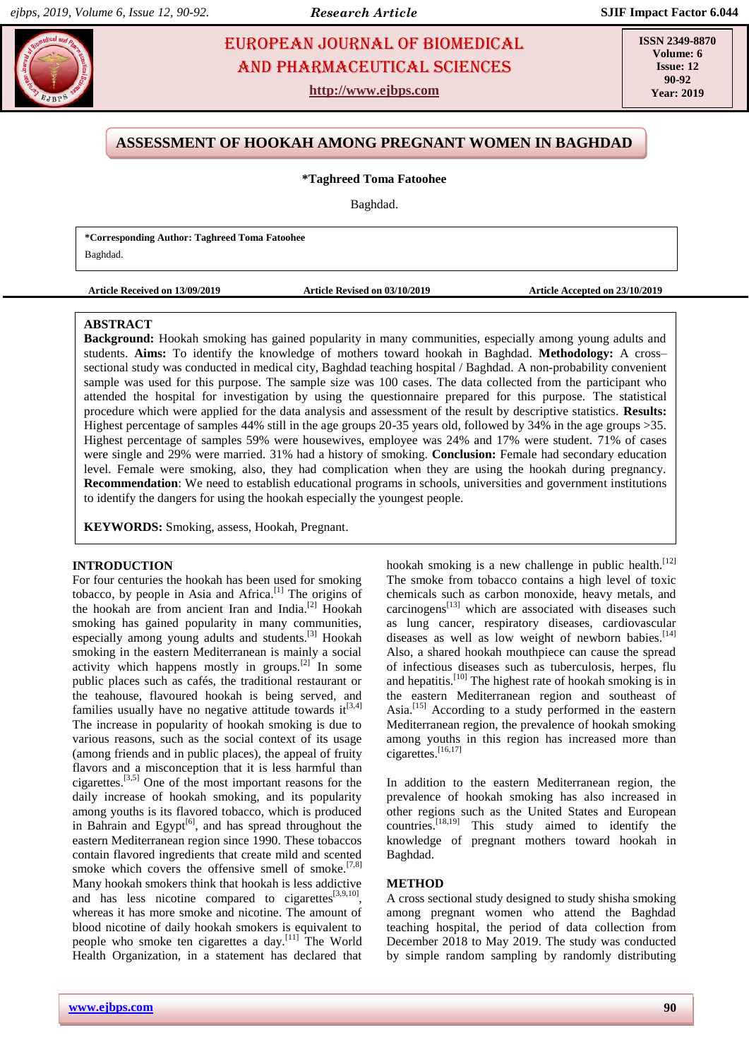# ASSESSMENT OF HOOKAH AMONG PREGNANT WOMEN IN BAGHDAD

**\*Taghreed Toma Fatoohee**

Baghdad.

**\*Corresponding Author: Taghreed Toma Fatoohee**
Baghdad.

**Article Received on 13/09/2019** | **Article Revised on 03/10/2019** | **Article Accepted on 23/10/2019**

## ABSTRACT

**Background:** Hookah smoking has gained popularity in many communities, especially among young adults and students. **Aims:** To identify the knowledge of mothers toward hookah in Baghdad. **Methodology:** A cross–sectional study was conducted in medical city, Baghdad teaching hospital / Baghdad. A non-probability convenient sample was used for this purpose. The sample size was 100 cases. The data collected from the participant who attended the hospital for investigation by using the questionnaire prepared for this purpose. The statistical procedure which were applied for the data analysis and assessment of the result by descriptive statistics. **Results:** Highest percentage of samples 44% still in the age groups 20-35 years old, followed by 34% in the age groups >35. Highest percentage of samples 59% were housewives, employee was 24% and 17% were student. 71% of cases were single and 29% were married. 31% had a history of smoking. **Conclusion:** Female had secondary education level. Female were smoking, also, they had complication when they are using the hookah during pregnancy. **Recommendation**: We need to establish educational programs in schools, universities and government institutions to identify the dangers for using the hookah especially the youngest people.

**KEYWORDS:** Smoking, assess, Hookah, Pregnant.

## INTRODUCTION

For four centuries the hookah has been used for smoking tobacco, by people in Asia and Africa.[1] The origins of the hookah are from ancient Iran and India.[2] Hookah smoking has gained popularity in many communities, especially among young adults and students.[3] Hookah smoking in the eastern Mediterranean is mainly a social activity which happens mostly in groups.[2] In some public places such as cafés, the traditional restaurant or the teahouse, flavoured hookah is being served, and families usually have no negative attitude towards it[3,4] The increase in popularity of hookah smoking is due to various reasons, such as the social context of its usage (among friends and in public places), the appeal of fruity flavors and a misconception that it is less harmful than cigarettes.[3,5] One of the most important reasons for the daily increase of hookah smoking, and its popularity among youths is its flavored tobacco, which is produced in Bahrain and Egypt[6], and has spread throughout the eastern Mediterranean region since 1990. These tobaccos contain flavored ingredients that create mild and scented smoke which covers the offensive smell of smoke.[7,8] Many hookah smokers think that hookah is less addictive and has less nicotine compared to cigarettes[3,9,10], whereas it has more smoke and nicotine. The amount of blood nicotine of daily hookah smokers is equivalent to people who smoke ten cigarettes a day.[11] The World Health Organization, in a statement has declared that hookah smoking is a new challenge in public health.[12] The smoke from tobacco contains a high level of toxic chemicals such as carbon monoxide, heavy metals, and carcinogens[13] which are associated with diseases such as lung cancer, respiratory diseases, cardiovascular diseases as well as low weight of newborn babies.[14] Also, a shared hookah mouthpiece can cause the spread of infectious diseases such as tuberculosis, herpes, flu and hepatitis.[10] The highest rate of hookah smoking is in the eastern Mediterranean region and southeast of Asia.[15] According to a study performed in the eastern Mediterranean region, the prevalence of hookah smoking among youths in this region has increased more than cigarettes.[16,17]

In addition to the eastern Mediterranean region, the prevalence of hookah smoking has also increased in other regions such as the United States and European countries.[18,19] This study aimed to identify the knowledge of pregnant mothers toward hookah in Baghdad.

## METHOD

A cross sectional study designed to study shisha smoking among pregnant women who attend the Baghdad teaching hospital, the period of data collection from December 2018 to May 2019. The study was conducted by simple random sampling by randomly distributing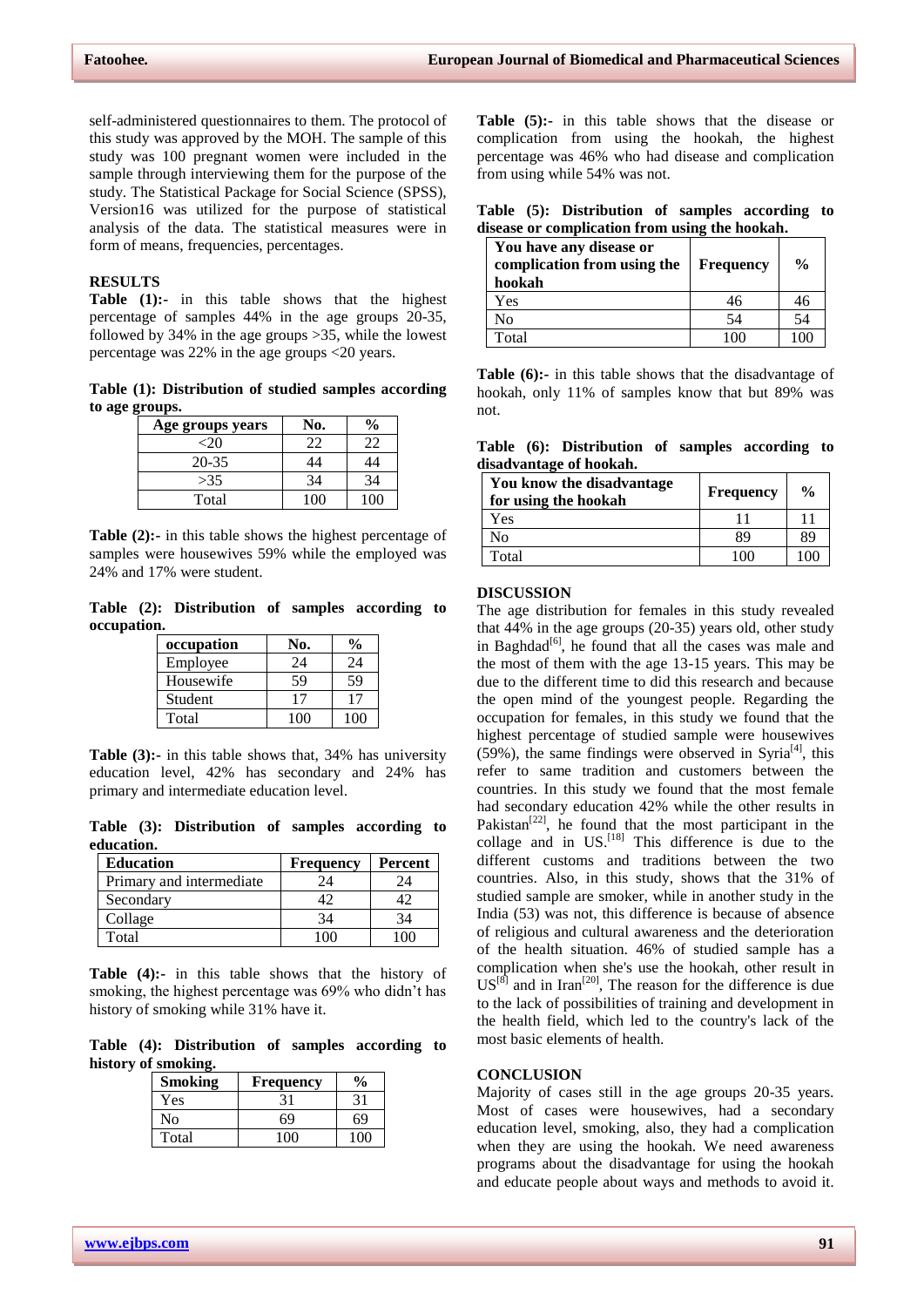self-administered questionnaires to them. The protocol of this study was approved by the MOH. The sample of this study was 100 pregnant women were included in the sample through interviewing them for the purpose of the study. The Statistical Package for Social Science (SPSS), Version16 was utilized for the purpose of statistical analysis of the data. The statistical measures were in form of means, frequencies, percentages.

## RESULTS

**Table (1):-** in this table shows that the highest percentage of samples 44% in the age groups 20-35, followed by 34% in the age groups >35, while the lowest percentage was 22% in the age groups <20 years.

**Table (1): Distribution of studied samples according to age groups.**

| Age groups years | No. | % |
|---|---|---|
| <20 | 22 | 22 |
| 20-35 | 44 | 44 |
| >35 | 34 | 34 |
| Total | 100 | 100 |

**Table (2):-** in this table shows the highest percentage of samples were housewives 59% while the employed was 24% and 17% were student.

**Table (2): Distribution of samples according to occupation.**

| occupation | No. | % |
|---|---|---|
| Employee | 24 | 24 |
| Housewife | 59 | 59 |
| Student | 17 | 17 |
| Total | 100 | 100 |

**Table (3):-** in this table shows that, 34% has university education level, 42% has secondary and 24% has primary and intermediate education level.

**Table (3): Distribution of samples according to education.**

| Education | Frequency | Percent |
|---|---|---|
| Primary and intermediate | 24 | 24 |
| Secondary | 42 | 42 |
| Collage | 34 | 34 |
| Total | 100 | 100 |

**Table (4):-** in this table shows that the history of smoking, the highest percentage was 69% who didn't has history of smoking while 31% have it.

**Table (4): Distribution of samples according to history of smoking.**

| Smoking | Frequency | % |
|---|---|---|
| Yes | 31 | 31 |
| No | 69 | 69 |
| Total | 100 | 100 |

**Table (5):-** in this table shows that the disease or complication from using the hookah, the highest percentage was 46% who had disease and complication from using while 54% was not.

**Table (5): Distribution of samples according to disease or complication from using the hookah.**

| You have any disease or complication from using the hookah | Frequency | % |
|---|---|---|
| Yes | 46 | 46 |
| No | 54 | 54 |
| Total | 100 | 100 |

**Table (6):-** in this table shows that the disadvantage of hookah, only 11% of samples know that but 89% was not.

**Table (6): Distribution of samples according to disadvantage of hookah.**

| You know the disadvantage for using the hookah | Frequency | % |
|---|---|---|
| Yes | 11 | 11 |
| No | 89 | 89 |
| Total | 100 | 100 |

## DISCUSSION

The age distribution for females in this study revealed that 44% in the age groups (20-35) years old, other study in Baghdad[6], he found that all the cases was male and the most of them with the age 13-15 years. This may be due to the different time to did this research and because the open mind of the youngest people. Regarding the occupation for females, in this study we found that the highest percentage of studied sample were housewives (59%), the same findings were observed in Syria[4], this refer to same tradition and customers between the countries. In this study we found that the most female had secondary education 42% while the other results in Pakistan[22], he found that the most participant in the collage and in US.[18] This difference is due to the different customs and traditions between the two countries. Also, in this study, shows that the 31% of studied sample are smoker, while in another study in the India (53) was not, this difference is because of absence of religious and cultural awareness and the deterioration of the health situation. 46% of studied sample has a complication when she's use the hookah, other result in US[8] and in Iran[20], The reason for the difference is due to the lack of possibilities of training and development in the health field, which led to the country's lack of the most basic elements of health.

## CONCLUSION

Majority of cases still in the age groups 20-35 years. Most of cases were housewives, had a secondary education level, smoking, also, they had a complication when they are using the hookah. We need awareness programs about the disadvantage for using the hookah and educate people about ways and methods to avoid it.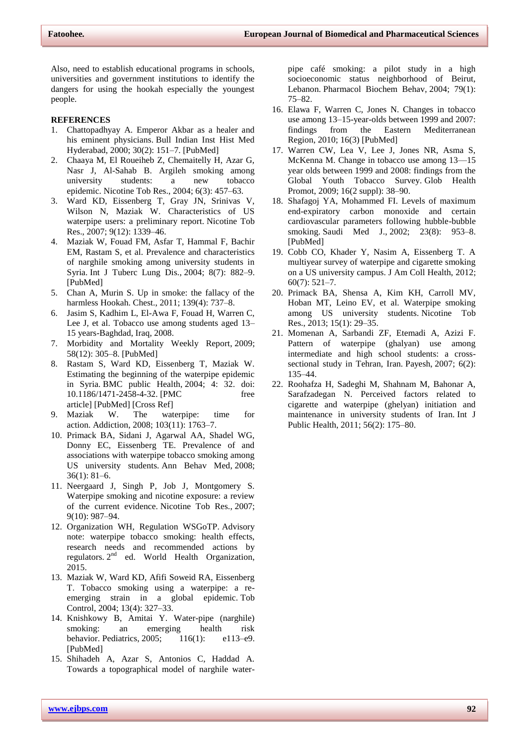Also, need to establish educational programs in schools, universities and government institutions to identify the dangers for using the hookah especially the youngest people.

## REFERENCES

1. Chattopadhyay A. Emperor Akbar as a healer and his eminent physicians. Bull Indian Inst Hist Med Hyderabad, 2000; 30(2): 151–7. [PubMed]
2. Chaaya M, El Roueiheb Z, Chemaitelly H, Azar G, Nasr J, Al-Sahab B. Argileh smoking among university students: a new tobacco epidemic. Nicotine Tob Res., 2004; 6(3): 457–63.
3. Ward KD, Eissenberg T, Gray JN, Srinivas V, Wilson N, Maziak W. Characteristics of US waterpipe users: a preliminary report. Nicotine Tob Res., 2007; 9(12): 1339–46.
4. Maziak W, Fouad FM, Asfar T, Hammal F, Bachir EM, Rastam S, et al. Prevalence and characteristics of narghile smoking among university students in Syria. Int J Tuberc Lung Dis., 2004; 8(7): 882–9. [PubMed]
5. Chan A, Murin S. Up in smoke: the fallacy of the harmless Hookah. Chest., 2011; 139(4): 737–8.
6. Jasim S, Kadhim L, El-Awa F, Fouad H, Warren C, Lee J, et al. Tobacco use among students aged 13–15 years-Baghdad, Iraq, 2008.
7. Morbidity and Mortality Weekly Report, 2009; 58(12): 305–8. [PubMed]
8. Rastam S, Ward KD, Eissenberg T, Maziak W. Estimating the beginning of the waterpipe epidemic in Syria. BMC public Health, 2004; 4: 32. doi: 10.1186/1471-2458-4-32. [PMC free article] [PubMed] [Cross Ref]
9. Maziak W. The waterpipe: time for action. Addiction, 2008; 103(11): 1763–7.
10. Primack BA, Sidani J, Agarwal AA, Shadel WG, Donny EC, Eissenberg TE. Prevalence of and associations with waterpipe tobacco smoking among US university students. Ann Behav Med, 2008; 36(1): 81–6.
11. Neergaard J, Singh P, Job J, Montgomery S. Waterpipe smoking and nicotine exposure: a review of the current evidence. Nicotine Tob Res., 2007; 9(10): 987–94.
12. Organization WH, Regulation WSGoTP. Advisory note: waterpipe tobacco smoking: health effects, research needs and recommended actions by regulators. 2nd ed. World Health Organization, 2015.
13. Maziak W, Ward KD, Afifi Soweid RA, Eissenberg T. Tobacco smoking using a waterpipe: a re-emerging strain in a global epidemic. Tob Control, 2004; 13(4): 327–33.
14. Knishkowy B, Amitai Y. Water-pipe (narghile) smoking: an emerging health risk behavior. Pediatrics, 2005; 116(1): e113–e9. [PubMed]
15. Shihadeh A, Azar S, Antonios C, Haddad A. Towards a topographical model of narghile water-pipe café smoking: a pilot study in a high socioeconomic status neighborhood of Beirut, Lebanon. Pharmacol Biochem Behav, 2004; 79(1): 75–82.
16. Elawa F, Warren C, Jones N. Changes in tobacco use among 13–15-year-olds between 1999 and 2007: findings from the Eastern Mediterranean Region, 2010; 16(3) [PubMed]
17. Warren CW, Lea V, Lee J, Jones NR, Asma S, McKenna M. Change in tobacco use among 13—15 year olds between 1999 and 2008: findings from the Global Youth Tobacco Survey. Glob Health Promot, 2009; 16(2 suppl): 38–90.
18. Shafagoj YA, Mohammed FI. Levels of maximum end-expiratory carbon monoxide and certain cardiovascular parameters following hubble-bubble smoking. Saudi Med J., 2002; 23(8): 953–8. [PubMed]
19. Cobb CO, Khader Y, Nasim A, Eissenberg T. A multiyear survey of waterpipe and cigarette smoking on a US university campus. J Am Coll Health, 2012; 60(7): 521–7.
20. Primack BA, Shensa A, Kim KH, Carroll MV, Hoban MT, Leino EV, et al. Waterpipe smoking among US university students. Nicotine Tob Res., 2013; 15(1): 29–35.
21. Momenan A, Sarbandi ZF, Etemadi A, Azizi F. Pattern of waterpipe (ghalyan) use among intermediate and high school students: a cross-sectional study in Tehran, Iran. Payesh, 2007; 6(2): 135–44.
22. Roohafza H, Sadeghi M, Shahnam M, Bahonar A, Sarafzadegan N. Perceived factors related to cigarette and waterpipe (ghelyan) initiation and maintenance in university students of Iran. Int J Public Health, 2011; 56(2): 175–80.